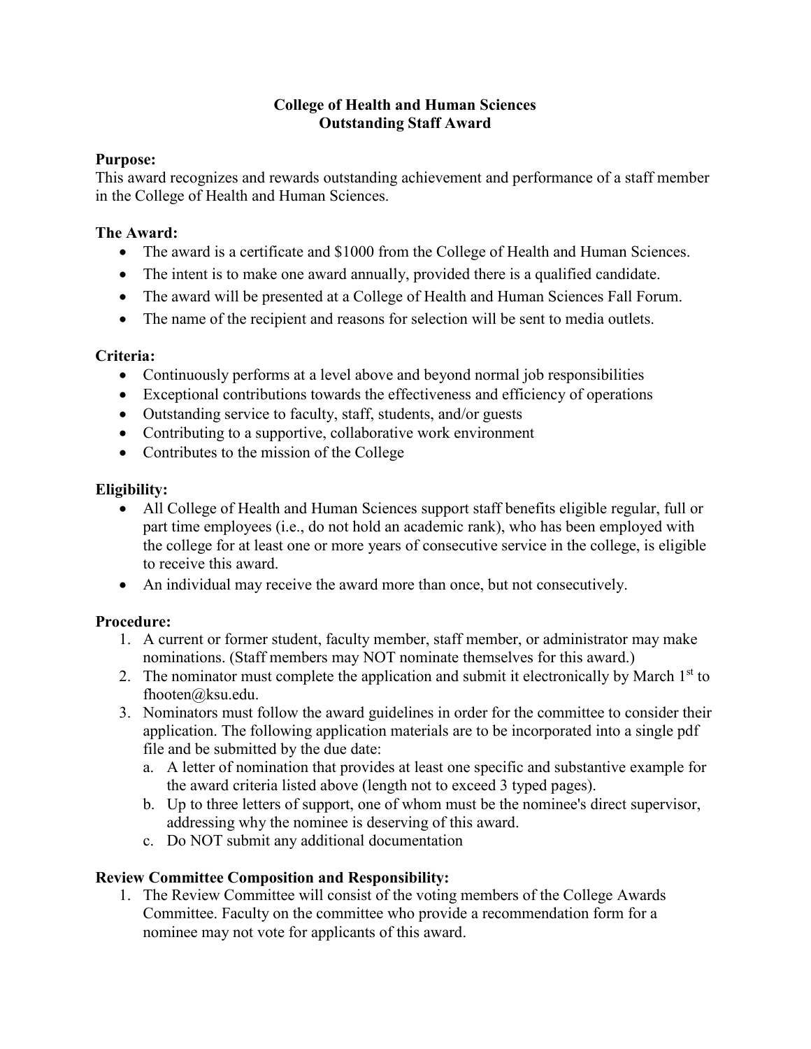# College of Health and Human Sciences
# Outstanding Staff Award

**Purpose:**
This award recognizes and rewards outstanding achievement and performance of a staff member in the College of Health and Human Sciences.

**The Award:**

- The award is a certificate and $1000 from the College of Health and Human Sciences.
- The intent is to make one award annually, provided there is a qualified candidate.
- The award will be presented at a College of Health and Human Sciences Fall Forum.
- The name of the recipient and reasons for selection will be sent to media outlets.

**Criteria:**

- Continuously performs at a level above and beyond normal job responsibilities
- Exceptional contributions towards the effectiveness and efficiency of operations
- Outstanding service to faculty, staff, students, and/or guests
- Contributing to a supportive, collaborative work environment
- Contributes to the mission of the College

**Eligibility:**

- All College of Health and Human Sciences support staff benefits eligible regular, full or part time employees (i.e., do not hold an academic rank), who has been employed with the college for at least one or more years of consecutive service in the college, is eligible to receive this award.
- An individual may receive the award more than once, but not consecutively.

**Procedure:**

1. A current or former student, faculty member, staff member, or administrator may make nominations. (Staff members may NOT nominate themselves for this award.)
2. The nominator must complete the application and submit it electronically by March 1st to fhooten@ksu.edu.
3. Nominators must follow the award guidelines in order for the committee to consider their application. The following application materials are to be incorporated into a single pdf file and be submitted by the due date:
   a. A letter of nomination that provides at least one specific and substantive example for the award criteria listed above (length not to exceed 3 typed pages).
   b. Up to three letters of support, one of whom must be the nominee's direct supervisor, addressing why the nominee is deserving of this award.
   c. Do NOT submit any additional documentation

**Review Committee Composition and Responsibility:**

1. The Review Committee will consist of the voting members of the College Awards Committee. Faculty on the committee who provide a recommendation form for a nominee may not vote for applicants of this award.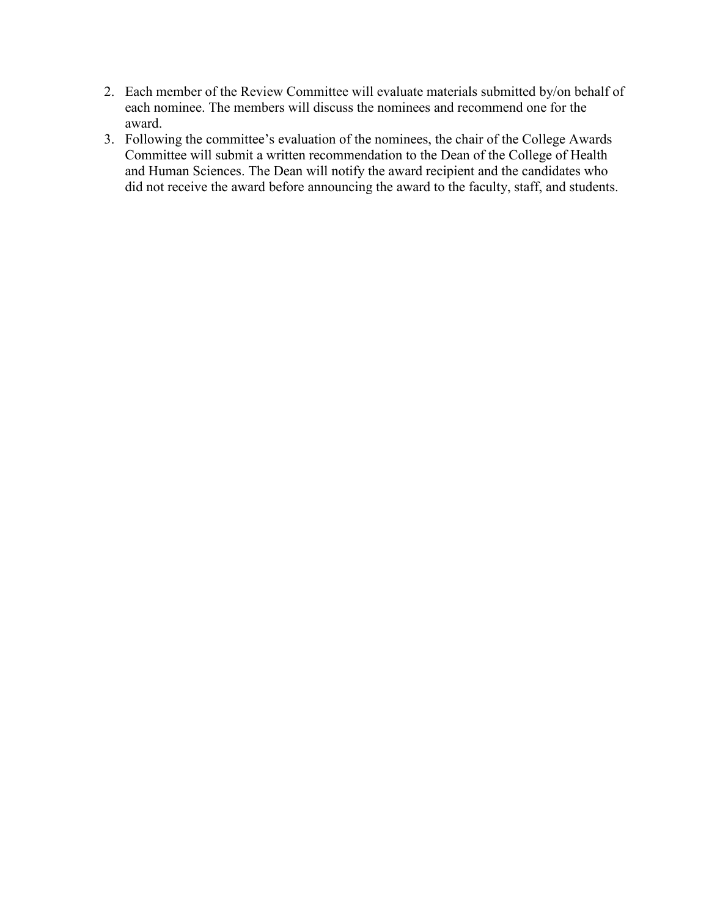2. Each member of the Review Committee will evaluate materials submitted by/on behalf of each nominee. The members will discuss the nominees and recommend one for the award.
3. Following the committee's evaluation of the nominees, the chair of the College Awards Committee will submit a written recommendation to the Dean of the College of Health and Human Sciences. The Dean will notify the award recipient and the candidates who did not receive the award before announcing the award to the faculty, staff, and students.